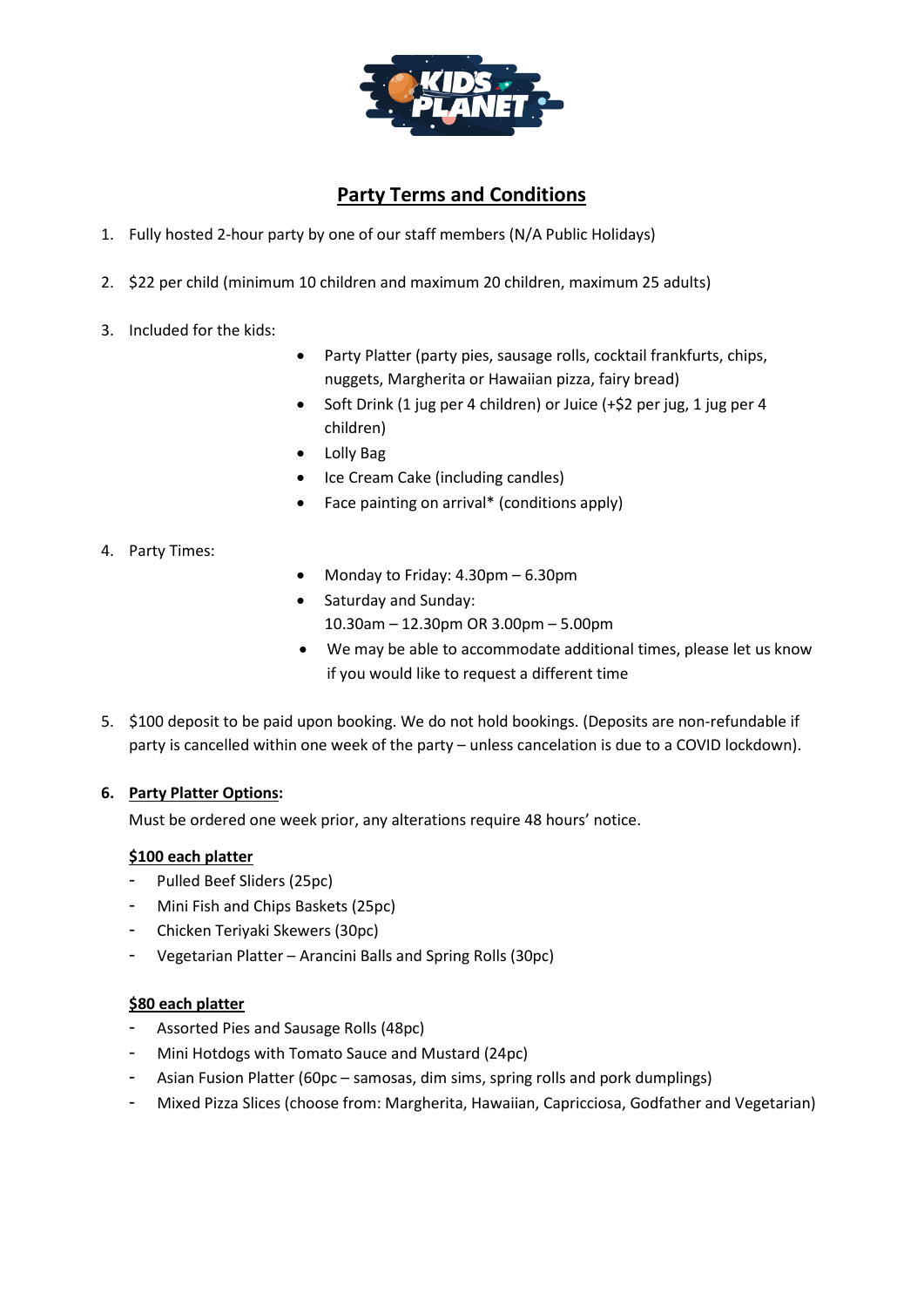# Party Terms and Conditions

1. Fully hosted 2-hour party by one of our staff members (N/A Public Holidays)

2. $22 per child (minimum 10 children and maximum 20 children, maximum 25 adults)

3. Included for the kids:
   - Party Platter (party pies, sausage rolls, cocktail frankfurts, chips, nuggets, Margherita or Hawaiian pizza, fairy bread)
   - Soft Drink (1 jug per 4 children) or Juice (+$2 per jug, 1 jug per 4 children)
   - Lolly Bag
   - Ice Cream Cake (including candles)
   - Face painting on arrival* (conditions apply)

4. Party Times:
   - Monday to Friday: 4.30pm – 6.30pm
   - Saturday and Sunday: 10.30am – 12.30pm OR 3.00pm – 5.00pm
   - We may be able to accommodate additional times, please let us know if you would like to request a different time

5. $100 deposit to be paid upon booking. We do not hold bookings. (Deposits are non-refundable if party is cancelled within one week of the party – unless cancelation is due to a COVID lockdown).

6. **Party Platter Options:**

   Must be ordered one week prior, any alterations require 48 hours' notice.

   **$100 each platter**
   - Pulled Beef Sliders (25pc)
   - Mini Fish and Chips Baskets (25pc)
   - Chicken Teriyaki Skewers (30pc)
   - Vegetarian Platter – Arancini Balls and Spring Rolls (30pc)

   **$80 each platter**
   - Assorted Pies and Sausage Rolls (48pc)
   - Mini Hotdogs with Tomato Sauce and Mustard (24pc)
   - Asian Fusion Platter (60pc – samosas, dim sims, spring rolls and pork dumplings)
   - Mixed Pizza Slices (choose from: Margherita, Hawaiian, Capricciosa, Godfather and Vegetarian)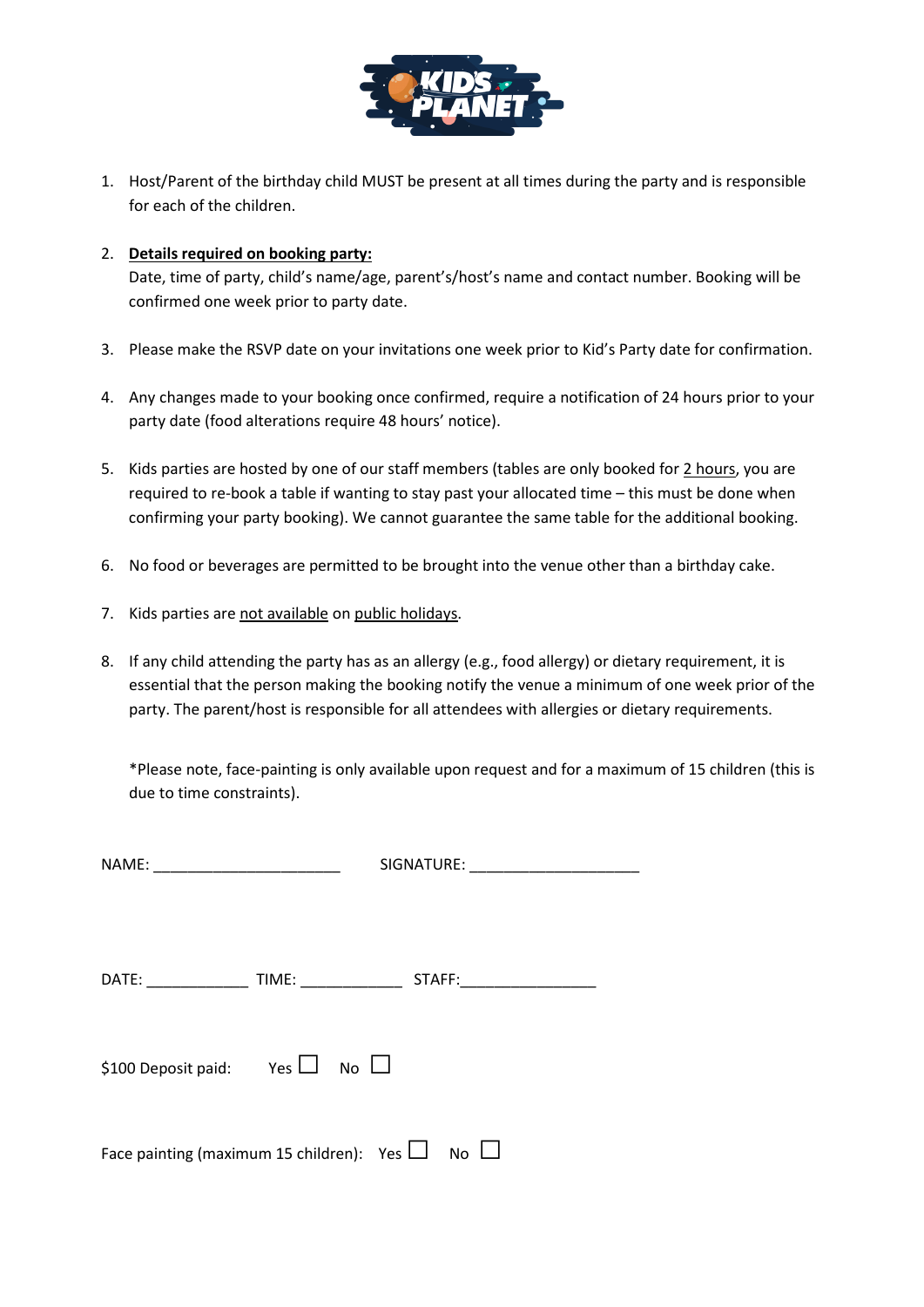1. Host/Parent of the birthday child MUST be present at all times during the party and is responsible for each of the children.

2. **Details required on booking party:**
   Date, time of party, child's name/age, parent's/host's name and contact number. Booking will be confirmed one week prior to party date.

3. Please make the RSVP date on your invitations one week prior to Kid's Party date for confirmation.

4. Any changes made to your booking once confirmed, require a notification of 24 hours prior to your party date (food alterations require 48 hours' notice).

5. Kids parties are hosted by one of our staff members (tables are only booked for 2 hours, you are required to re-book a table if wanting to stay past your allocated time – this must be done when confirming your party booking). We cannot guarantee the same table for the additional booking.

6. No food or beverages are permitted to be brought into the venue other than a birthday cake.

7. Kids parties are not available on public holidays.

8. If any child attending the party has as an allergy (e.g., food allergy) or dietary requirement, it is essential that the person making the booking notify the venue a minimum of one week prior of the party. The parent/host is responsible for all attendees with allergies or dietary requirements.

   *Please note, face-painting is only available upon request and for a maximum of 15 children (this is due to time constraints).

NAME: ______________________ SIGNATURE: ____________________

DATE: ____________ TIME: ____________ STAFF: ________________

$100 Deposit paid: Yes ☐ No ☐

Face painting (maximum 15 children): Yes ☐ No ☐